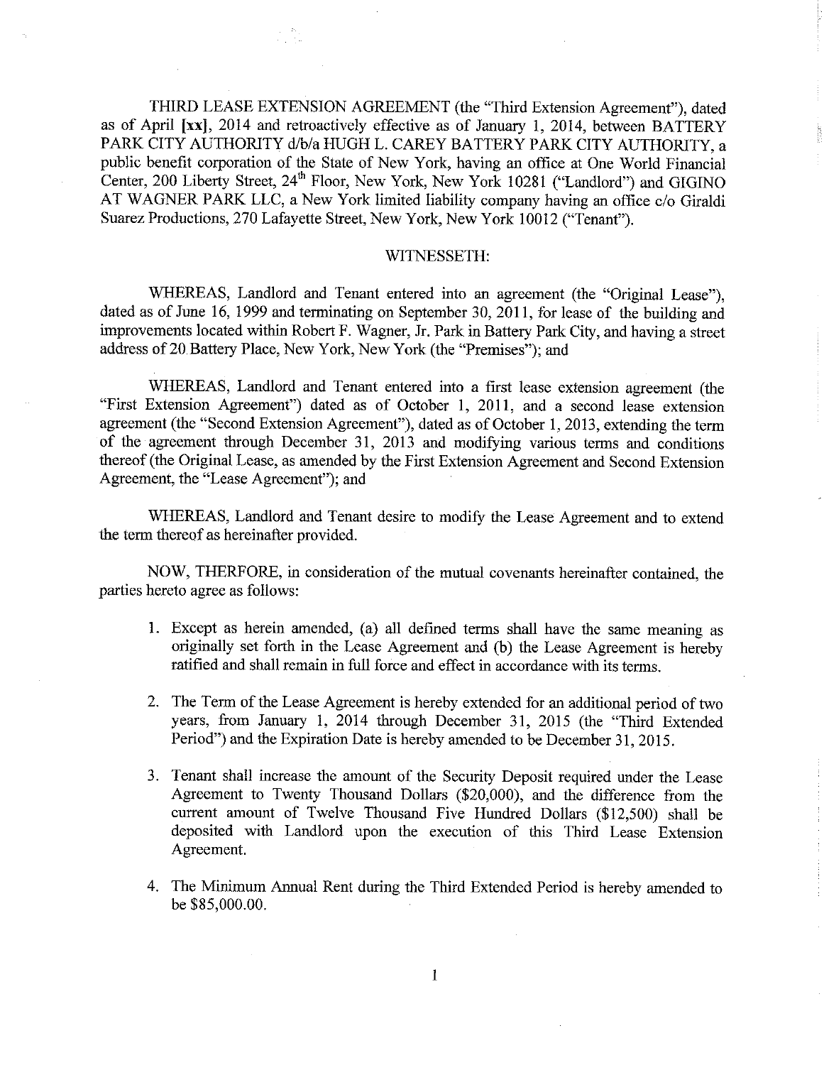THIRD LEASE EXTENSION AGREEMENT (the "Third Extension Agreement"), dated as of April **[xx]**, 2014 and retroactively effective as of January 1, 2014, between BATTERY PARK CITY AUTHORITY d/b/a HUGH L. CAREY BATTERY PARK CITY AUTHORITY, a public benefit corporation of the State of New York, having an office at One World Financial Center, 200 Liberty Street, 24th Floor, New York, New York 10281 ("Landlord") and GIGINO AT WAGNER PARK LLC, a New York limited liability company having an office c/o Giraldi Suarez Productions, 270 Lafayette Street, New York, New York 10012 ("Tenant").

WITNESSETH:

WHEREAS, Landlord and Tenant entered into an agreement (the "Original Lease"), dated as of June 16, 1999 and terminating on September 30, 2011, for lease of the building and improvements located within Robert F. Wagner, Jr. Park in Battery Park City, and having a street address of 20 Battery Place, New York, New York (the "Premises"); and

WHEREAS, Landlord and Tenant entered into a first lease extension agreement (the "First Extension Agreement") dated as of October 1, 2011, and a second lease extension agreement (the "Second Extension Agreement"), dated as of October 1, 2013, extending the term of the agreement through December 31, 2013 and modifying various terms and conditions thereof (the Original Lease, as amended by the First Extension Agreement and Second Extension Agreement, the "Lease Agreement"); and

WHEREAS, Landlord and Tenant desire to modify the Lease Agreement and to extend the term thereof as hereinafter provided.

NOW, THERFORE, in consideration of the mutual covenants hereinafter contained, the parties hereto agree as follows:

1. Except as herein amended, (a) all defined terms shall have the same meaning as originally set forth in the Lease Agreement and (b) the Lease Agreement is hereby ratified and shall remain in full force and effect in accordance with its terms.

2. The Term of the Lease Agreement is hereby extended for an additional period of two years, from January 1, 2014 through December 31, 2015 (the "Third Extended Period") and the Expiration Date is hereby amended to be December 31, 2015.

3. Tenant shall increase the amount of the Security Deposit required under the Lease Agreement to Twenty Thousand Dollars ($20,000), and the difference from the current amount of Twelve Thousand Five Hundred Dollars ($12,500) shall be deposited with Landlord upon the execution of this Third Lease Extension Agreement.

4. The Minimum Annual Rent during the Third Extended Period is hereby amended to be $85,000.00.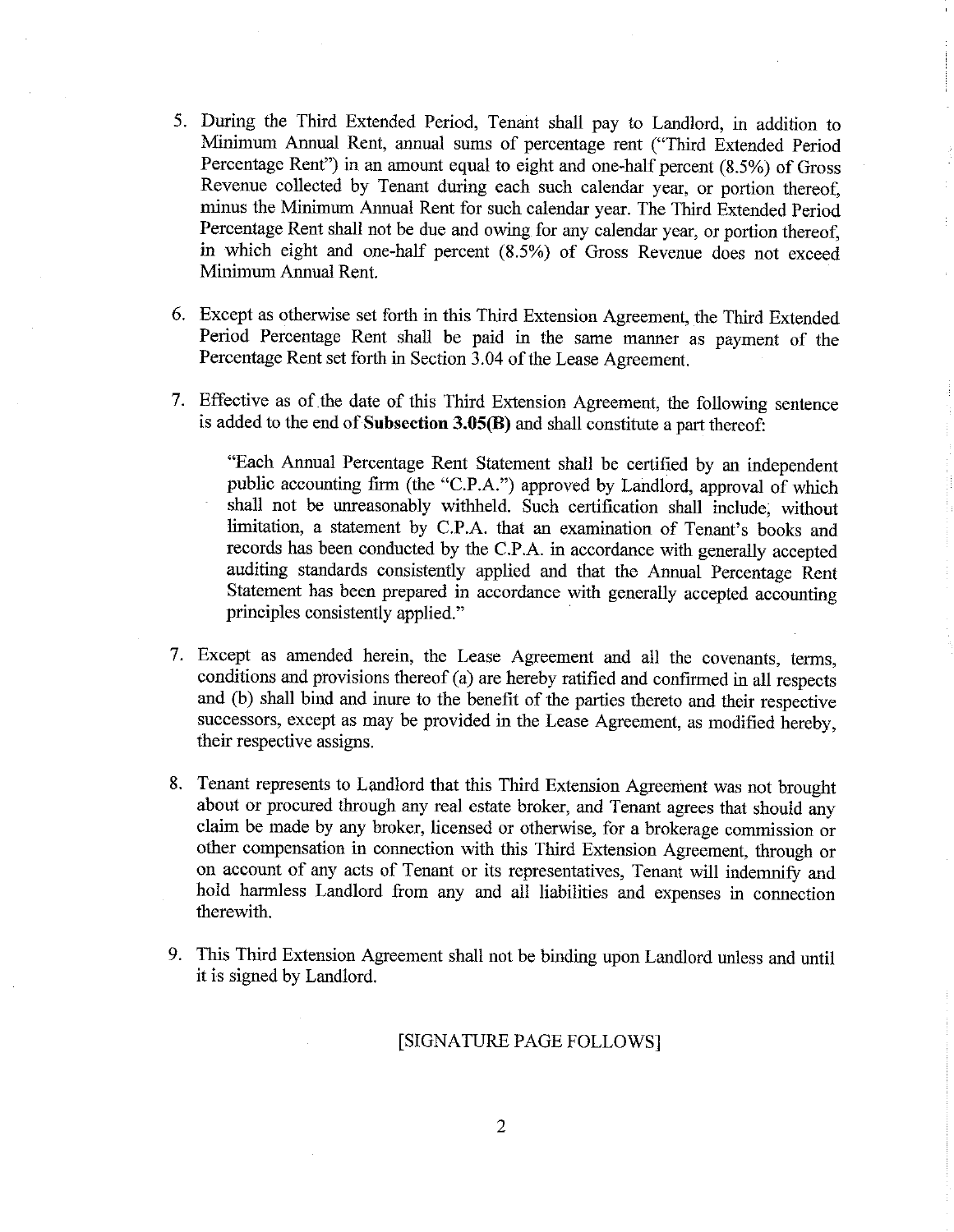5. During the Third Extended Period, Tenant shall pay to Landlord, in addition to Minimum Annual Rent, annual sums of percentage rent ("Third Extended Period Percentage Rent") in an amount equal to eight and one-half percent (8.5%) of Gross Revenue collected by Tenant during each such calendar year, or portion thereof, minus the Minimum Annual Rent for such calendar year. The Third Extended Period Percentage Rent shall not be due and owing for any calendar year, or portion thereof, in which eight and one-half percent (8.5%) of Gross Revenue does not exceed Minimum Annual Rent.

6. Except as otherwise set forth in this Third Extension Agreement, the Third Extended Period Percentage Rent shall be paid in the same manner as payment of the Percentage Rent set forth in Section 3.04 of the Lease Agreement.

7. Effective as of the date of this Third Extension Agreement, the following sentence is added to the end of **Subsection 3.05(B)** and shall constitute a part thereof:

   "Each Annual Percentage Rent Statement shall be certified by an independent public accounting firm (the "C.P.A.") approved by Landlord, approval of which shall not be unreasonably withheld. Such certification shall include, without limitation, a statement by C.P.A. that an examination of Tenant's books and records has been conducted by the C.P.A. in accordance with generally accepted auditing standards consistently applied and that the Annual Percentage Rent Statement has been prepared in accordance with generally accepted accounting principles consistently applied."

7. Except as amended herein, the Lease Agreement and all the covenants, terms, conditions and provisions thereof (a) are hereby ratified and confirmed in all respects and (b) shall bind and inure to the benefit of the parties thereto and their respective successors, except as may be provided in the Lease Agreement, as modified hereby, their respective assigns.

8. Tenant represents to Landlord that this Third Extension Agreement was not brought about or procured through any real estate broker, and Tenant agrees that should any claim be made by any broker, licensed or otherwise, for a brokerage commission or other compensation in connection with this Third Extension Agreement, through or on account of any acts of Tenant or its representatives, Tenant will indemnify and hold harmless Landlord from any and all liabilities and expenses in connection therewith.

9. This Third Extension Agreement shall not be binding upon Landlord unless and until it is signed by Landlord.

[SIGNATURE PAGE FOLLOWS]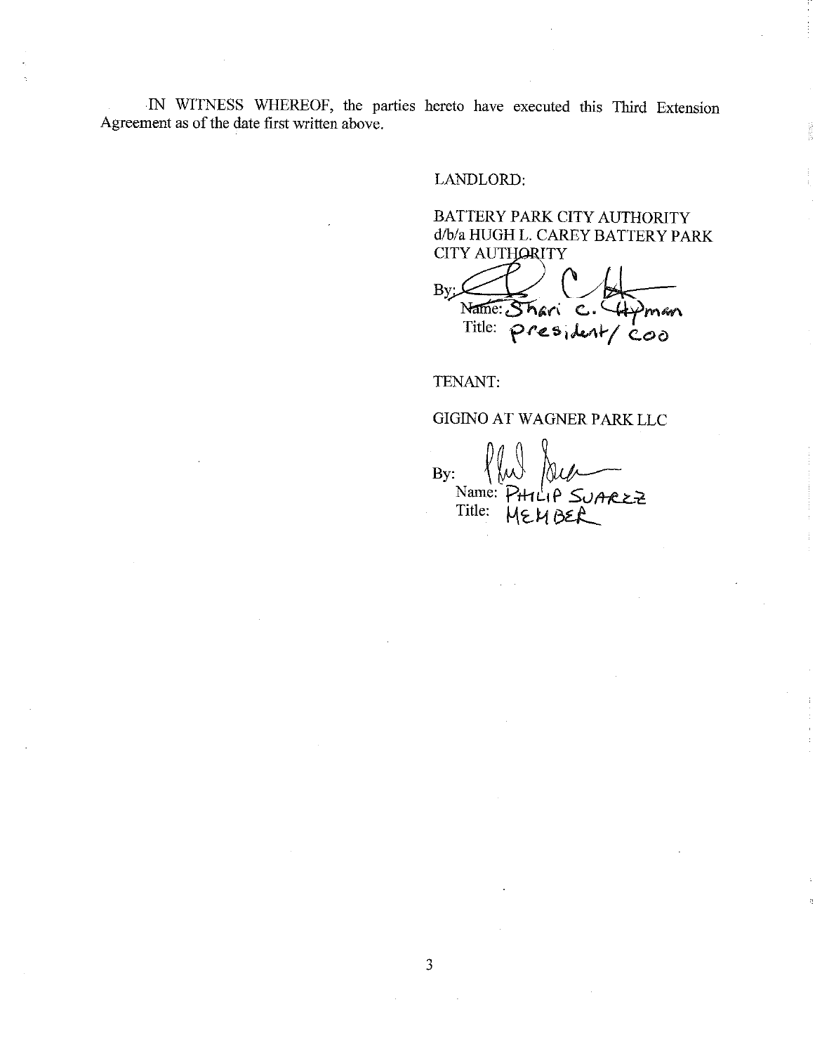IN WITNESS WHEREOF, the parties hereto have executed this Third Extension Agreement as of the date first written above.

LANDLORD:

BATTERY PARK CITY AUTHORITY
d/b/a HUGH L. CAREY BATTERY PARK
CITY AUTHORITY

By: ______________________
Name: Shari C. Hyman
Title: President/COO

TENANT:

GIGINO AT WAGNER PARK LLC

By: ______________________
Name: PHILIP SUAREZ
Title: MEMBER